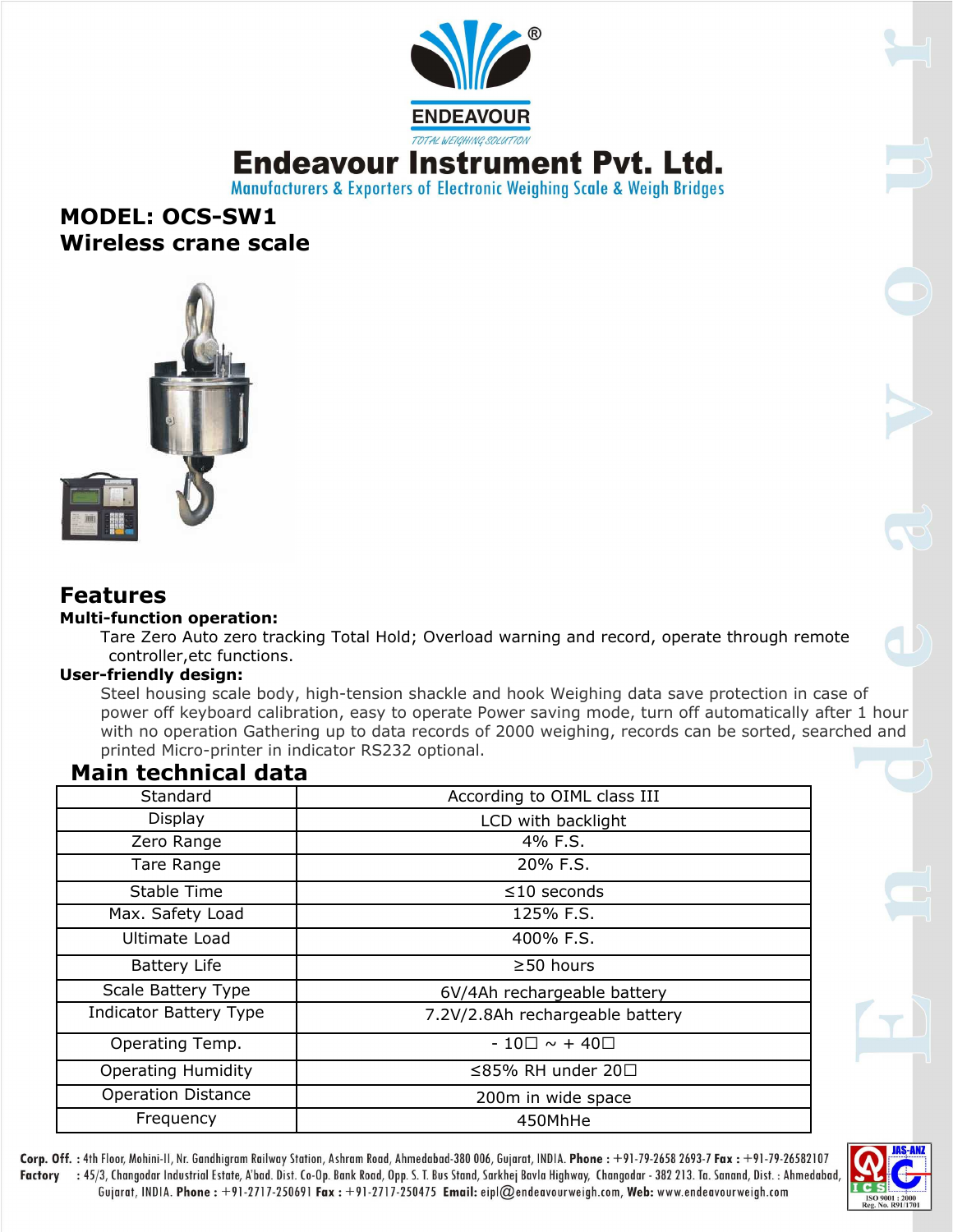# Endeavour Instrument Pvt. Ltd.

Manufacturers & Exporters of Electronic Weighing Scale & Weigh Bridges

## MODEL: OCS-SW1
## Wireless crane scale

## Features

**Multi-function operation:**

Tare Zero Auto zero tracking Total Hold; Overload warning and record, operate through remote controller,etc functions.

**User-friendly design:**

Steel housing scale body, high-tension shackle and hook Weighing data save protection in case of power off keyboard calibration, easy to operate Power saving mode, turn off automatically after 1 hour with no operation Gathering up to data records of 2000 weighing, records can be sorted, searched and printed Micro-printer in indicator RS232 optional.

## Main technical data

| Standard | According to OIML class III |
|---|---|
| Display | LCD with backlight |
| Zero Range | 4% F.S. |
| Tare Range | 20% F.S. |
| Stable Time | ≤10 seconds |
| Max. Safety Load | 125% F.S. |
| Ultimate Load | 400% F.S. |
| Battery Life | ≥50 hours |
| Scale Battery Type | 6V/4Ah rechargeable battery |
| Indicator Battery Type | 7.2V/2.8Ah rechargeable battery |
| Operating Temp. | - 10□ ~ + 40□ |
| Operating Humidity | ≤85% RH under 20□ |
| Operation Distance | 200m in wide space |
| Frequency | 450MhHe |

**Corp. Off.** : 4th Floor, Mohini-II, Nr. Gandhigram Railway Station, Ashram Road, Ahmedabad-380 006, Gujarat, INDIA. **Phone** : +91-79-2658 2693-7 **Fax** : +91-79-26582107
**Factory** : 45/3, Changodar Industrial Estate, A'bad. Dist. Co-Op. Bank Road, Opp. S. T. Bus Stand, Sarkhej Bavla Highway, Changodar - 382 213. Ta. Sanand, Dist. : Ahmedabad, Gujarat, INDIA. **Phone** : +91-2717-250691 **Fax** : +91-2717-250475 **Email:** eipl@endeavourweigh.com, **Web:** www.endeavourweigh.com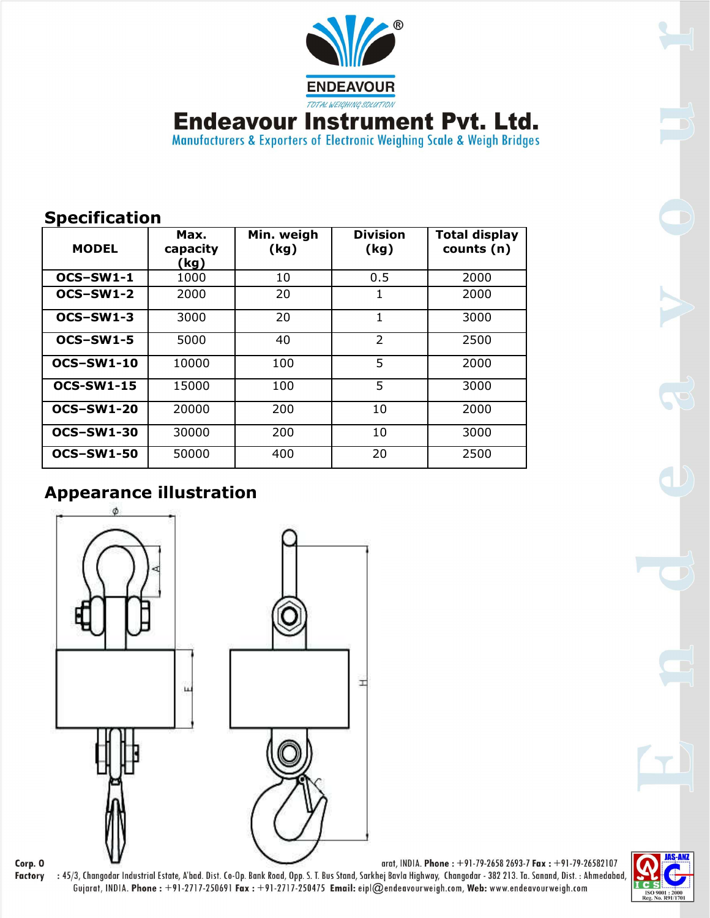# Endeavour Instrument Pvt. Ltd.

Manufacturers & Exporters of Electronic Weighing Scale & Weigh Bridges

## Specification

| MODEL | Max. capacity (kg) | Min. weigh (kg) | Division (kg) | Total display counts (n) |
|---|---|---|---|---|
| OCS–SW1-1 | 1000 | 10 | 0.5 | 2000 |
| OCS–SW1-2 | 2000 | 20 | 1 | 2000 |
| OCS–SW1-3 | 3000 | 20 | 1 | 3000 |
| OCS–SW1-5 | 5000 | 40 | 2 | 2500 |
| OCS–SW1-10 | 10000 | 100 | 5 | 2000 |
| OCS-SW1-15 | 15000 | 100 | 5 | 3000 |
| OCS-SW1-20 | 20000 | 200 | 10 | 2000 |
| OCS–SW1-30 | 30000 | 200 | 10 | 3000 |
| OCS–SW1-50 | 50000 | 400 | 20 | 2500 |

## Appearance illustration

**Corp. O** ... arat, INDIA. **Phone :** +91-79-2658 2693-7 **Fax :** +91-79-26582107

**Factory** : 45/3, Changodar Industrial Estate, A'bad. Dist. Co-Op. Bank Road, Opp. S. T. Bus Stand, Sarkhej Bavla Highway, Changodar - 382 213. Ta. Sanand, Dist. : Ahmedabad, Gujarat, INDIA. **Phone :** +91-2717-250691 **Fax :** +91-2717-250475 **Email:** eipl@endeavourweigh.com, **Web:** www.endeavourweigh.com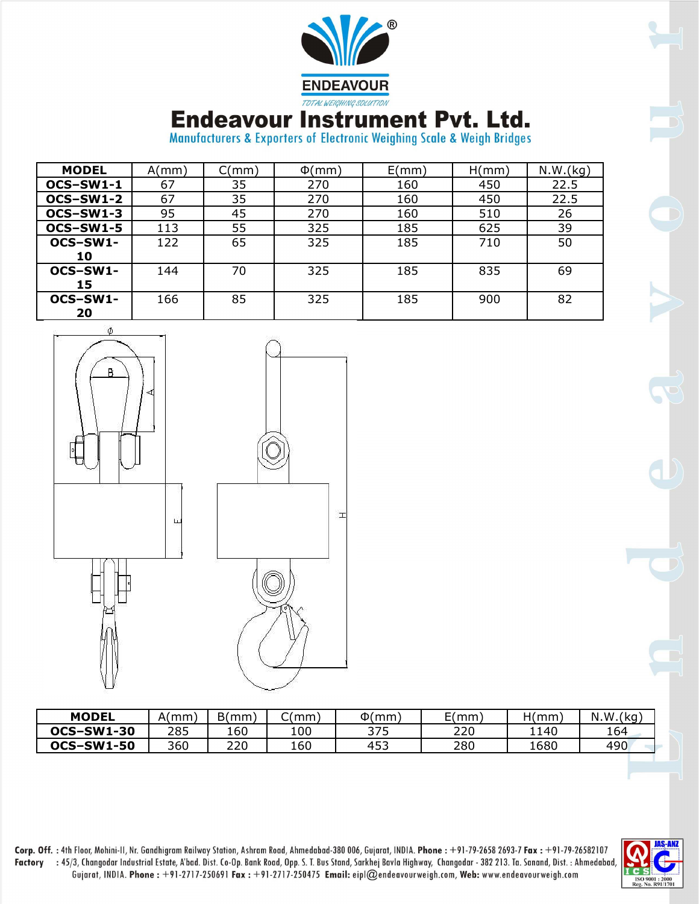# Endeavour Instrument Pvt. Ltd.

Manufacturers & Exporters of Electronic Weighing Scale & Weigh Bridges

| MODEL | A(mm) | C(mm) | Φ(mm) | E(mm) | H(mm) | N.W.(kg) |
|---|---|---|---|---|---|---|
| OCS–SW1-1 | 67 | 35 | 270 | 160 | 450 | 22.5 |
| OCS–SW1-2 | 67 | 35 | 270 | 160 | 450 | 22.5 |
| OCS–SW1-3 | 95 | 45 | 270 | 160 | 510 | 26 |
| OCS–SW1-5 | 113 | 55 | 325 | 185 | 625 | 39 |
| OCS–SW1-10 | 122 | 65 | 325 | 185 | 710 | 50 |
| OCS–SW1-15 | 144 | 70 | 325 | 185 | 835 | 69 |
| OCS–SW1-20 | 166 | 85 | 325 | 185 | 900 | 82 |

| MODEL | A(mm) | B(mm) | C(mm) | Φ(mm) | E(mm) | H(mm) | N.W.(kg) |
|---|---|---|---|---|---|---|---|
| OCS–SW1-30 | 285 | 160 | 100 | 375 | 220 | 1140 | 164 |
| OCS–SW1-50 | 360 | 220 | 160 | 453 | 280 | 1680 | 490 |

**Corp. Off.** : 4th Floor, Mohini-II, Nr. Gandhigram Railway Station, Ashram Road, Ahmedabad-380 006, Gujarat, INDIA. **Phone :** +91-79-2658 2693-7 **Fax :** +91-79-26582107
**Factory** : 45/3, Changodar Industrial Estate, A'bad. Dist. Co-Op. Bank Road, Opp. S. T. Bus Stand, Sarkhej Bavla Highway, Changodar - 382 213. Ta. Sanand, Dist. : Ahmedabad, Gujarat, INDIA. **Phone :** +91-2717-250691 **Fax :** +91-2717-250475 **Email:** eipl@endeavourweigh.com, **Web:** www.endeavourweigh.com